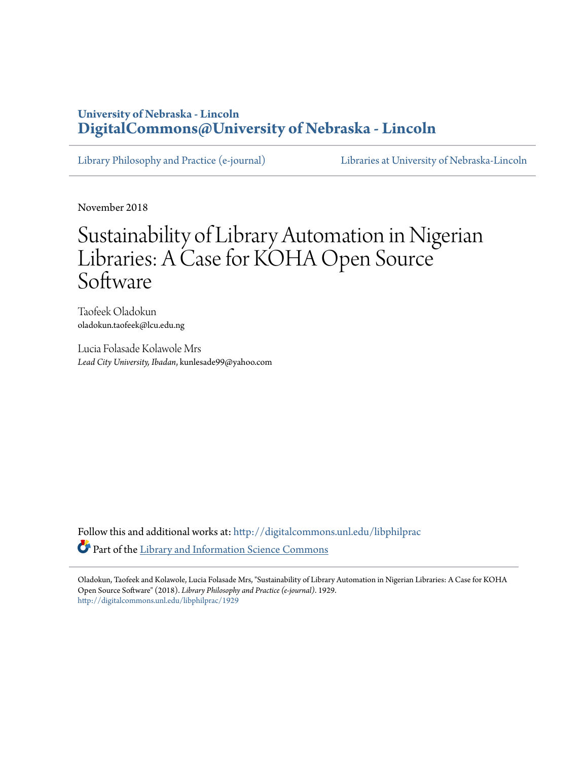University of Nebraska - Lincoln
**DigitalCommons@University of Nebraska - Lincoln**

Library Philosophy and Practice (e-journal) | Libraries at University of Nebraska-Lincoln

November 2018

# Sustainability of Library Automation in Nigerian Libraries: A Case for KOHA Open Source Software

Taofeek Oladokun
oladokun.taofeek@lcu.edu.ng

Lucia Folasade Kolawole Mrs
*Lead City University, Ibadan*, kunlesade99@yahoo.com

Follow this and additional works at: http://digitalcommons.unl.edu/libphilprac

Part of the Library and Information Science Commons

Oladokun, Taofeek and Kolawole, Lucia Folasade Mrs, "Sustainability of Library Automation in Nigerian Libraries: A Case for KOHA Open Source Software" (2018). *Library Philosophy and Practice (e-journal)*. 1929.
http://digitalcommons.unl.edu/libphilprac/1929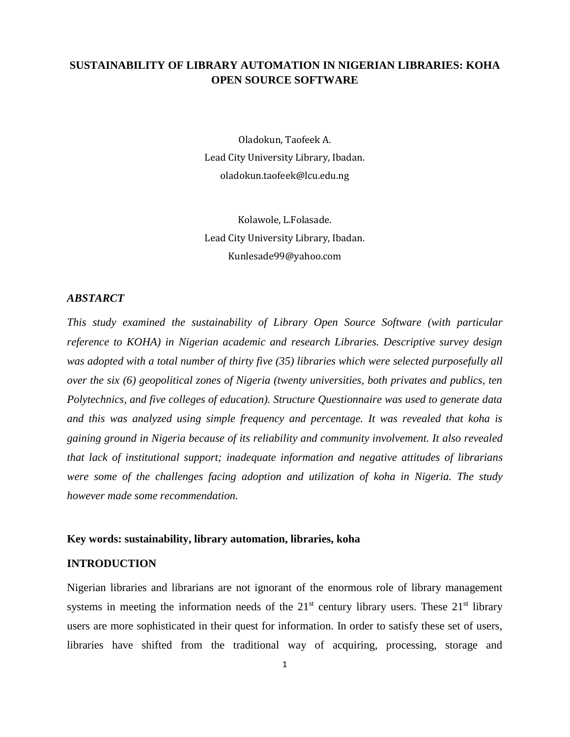# SUSTAINABILITY OF LIBRARY AUTOMATION IN NIGERIAN LIBRARIES: KOHA OPEN SOURCE SOFTWARE

Oladokun, Taofeek A.
Lead City University Library, Ibadan.
oladokun.taofeek@lcu.edu.ng

Kolawole, L.Folasade.
Lead City University Library, Ibadan.
Kunlesade99@yahoo.com

### *ABSTARCT*

*This study examined the sustainability of Library Open Source Software (with particular reference to KOHA) in Nigerian academic and research Libraries. Descriptive survey design was adopted with a total number of thirty five (35) libraries which were selected purposefully all over the six (6) geopolitical zones of Nigeria (twenty universities, both privates and publics, ten Polytechnics, and five colleges of education). Structure Questionnaire was used to generate data and this was analyzed using simple frequency and percentage. It was revealed that koha is gaining ground in Nigeria because of its reliability and community involvement. It also revealed that lack of institutional support; inadequate information and negative attitudes of librarians were some of the challenges facing adoption and utilization of koha in Nigeria. The study however made some recommendation.*

**Key words: sustainability, library automation, libraries, koha**

## INTRODUCTION

Nigerian libraries and librarians are not ignorant of the enormous role of library management systems in meeting the information needs of the 21st century library users. These 21st library users are more sophisticated in their quest for information. In order to satisfy these set of users, libraries have shifted from the traditional way of acquiring, processing, storage and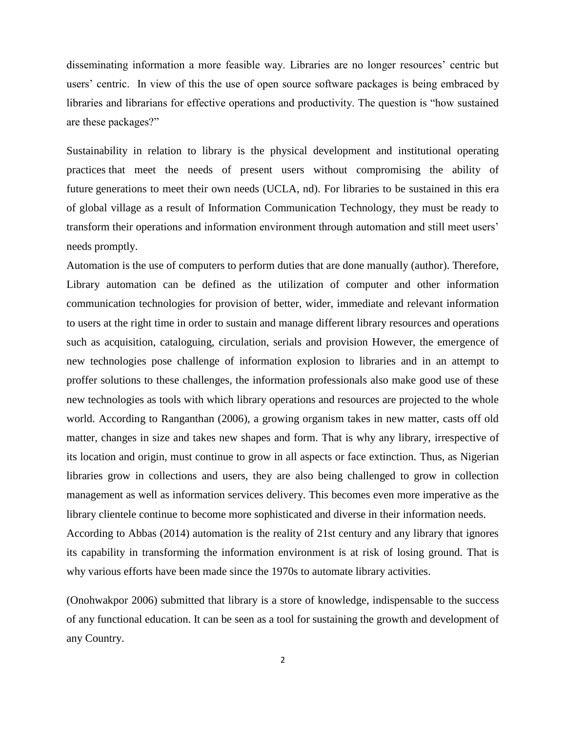disseminating information a more feasible way. Libraries are no longer resources' centric but users' centric. In view of this the use of open source software packages is being embraced by libraries and librarians for effective operations and productivity. The question is "how sustained are these packages?"

Sustainability in relation to library is the physical development and institutional operating practices that meet the needs of present users without compromising the ability of future generations to meet their own needs (UCLA, nd). For libraries to be sustained in this era of global village as a result of Information Communication Technology, they must be ready to transform their operations and information environment through automation and still meet users' needs promptly.

Automation is the use of computers to perform duties that are done manually (author). Therefore, Library automation can be defined as the utilization of computer and other information communication technologies for provision of better, wider, immediate and relevant information to users at the right time in order to sustain and manage different library resources and operations such as acquisition, cataloguing, circulation, serials and provision However, the emergence of new technologies pose challenge of information explosion to libraries and in an attempt to proffer solutions to these challenges, the information professionals also make good use of these new technologies as tools with which library operations and resources are projected to the whole world. According to Ranganthan (2006), a growing organism takes in new matter, casts off old matter, changes in size and takes new shapes and form. That is why any library, irrespective of its location and origin, must continue to grow in all aspects or face extinction. Thus, as Nigerian libraries grow in collections and users, they are also being challenged to grow in collection management as well as information services delivery. This becomes even more imperative as the library clientele continue to become more sophisticated and diverse in their information needs.

According to Abbas (2014) automation is the reality of 21st century and any library that ignores its capability in transforming the information environment is at risk of losing ground. That is why various efforts have been made since the 1970s to automate library activities.

(Onohwakpor 2006) submitted that library is a store of knowledge, indispensable to the success of any functional education. It can be seen as a tool for sustaining the growth and development of any Country.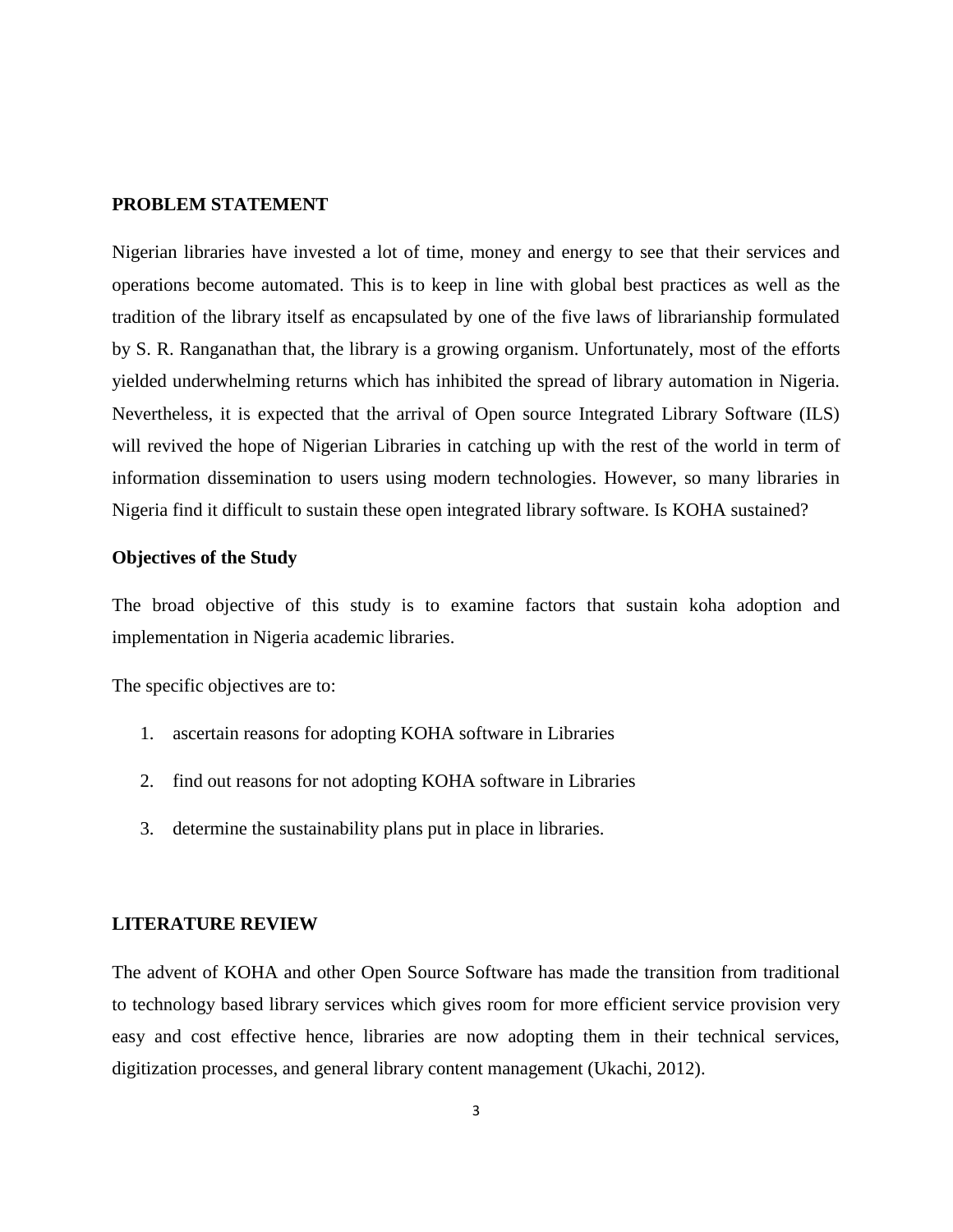## PROBLEM STATEMENT

Nigerian libraries have invested a lot of time, money and energy to see that their services and operations become automated. This is to keep in line with global best practices as well as the tradition of the library itself as encapsulated by one of the five laws of librarianship formulated by S. R. Ranganathan that, the library is a growing organism. Unfortunately, most of the efforts yielded underwhelming returns which has inhibited the spread of library automation in Nigeria. Nevertheless, it is expected that the arrival of Open source Integrated Library Software (ILS) will revived the hope of Nigerian Libraries in catching up with the rest of the world in term of information dissemination to users using modern technologies. However, so many libraries in Nigeria find it difficult to sustain these open integrated library software. Is KOHA sustained?

### Objectives of the Study

The broad objective of this study is to examine factors that sustain koha adoption and implementation in Nigeria academic libraries.

The specific objectives are to:

1. ascertain reasons for adopting KOHA software in Libraries
2. find out reasons for not adopting KOHA software in Libraries
3. determine the sustainability plans put in place in libraries.

## LITERATURE REVIEW

The advent of KOHA and other Open Source Software has made the transition from traditional to technology based library services which gives room for more efficient service provision very easy and cost effective hence, libraries are now adopting them in their technical services, digitization processes, and general library content management (Ukachi, 2012).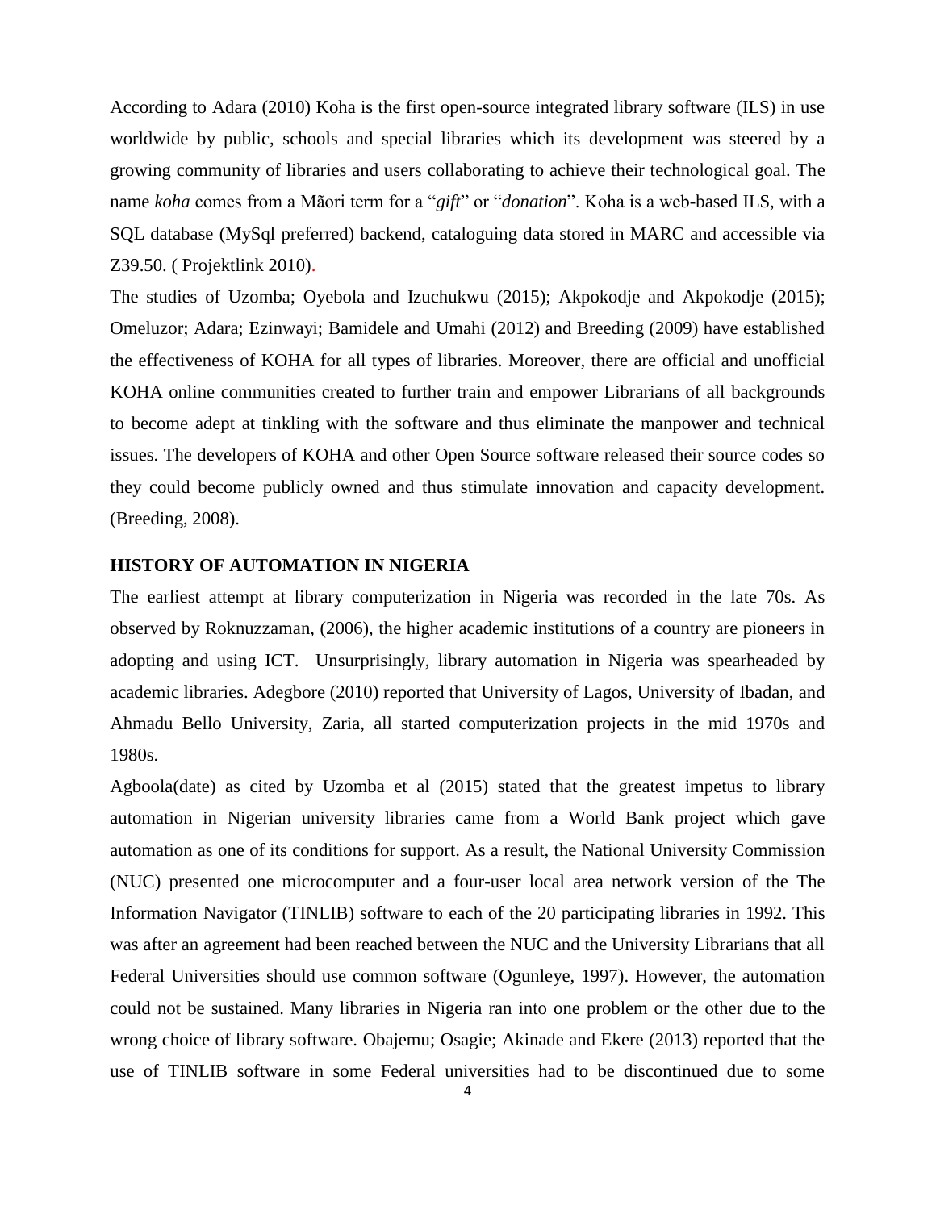According to Adara (2010) Koha is the first open-source integrated library software (ILS) in use worldwide by public, schools and special libraries which its development was steered by a growing community of libraries and users collaborating to achieve their technological goal. The name *koha* comes from a Mãori term for a "*gift*" or "*donation*". Koha is a web-based ILS, with a SQL database (MySql preferred) backend, cataloguing data stored in MARC and accessible via Z39.50. ( Projektlink 2010).

The studies of Uzomba; Oyebola and Izuchukwu (2015); Akpokodje and Akpokodje (2015); Omeluzor; Adara; Ezinwayi; Bamidele and Umahi (2012) and Breeding (2009) have established the effectiveness of KOHA for all types of libraries. Moreover, there are official and unofficial KOHA online communities created to further train and empower Librarians of all backgrounds to become adept at tinkling with the software and thus eliminate the manpower and technical issues. The developers of KOHA and other Open Source software released their source codes so they could become publicly owned and thus stimulate innovation and capacity development. (Breeding, 2008).

**HISTORY OF AUTOMATION IN NIGERIA**

The earliest attempt at library computerization in Nigeria was recorded in the late 70s. As observed by Roknuzzaman, (2006), the higher academic institutions of a country are pioneers in adopting and using ICT. Unsurprisingly, library automation in Nigeria was spearheaded by academic libraries. Adegbore (2010) reported that University of Lagos, University of Ibadan, and Ahmadu Bello University, Zaria, all started computerization projects in the mid 1970s and 1980s.

Agboola(date) as cited by Uzomba et al (2015) stated that the greatest impetus to library automation in Nigerian university libraries came from a World Bank project which gave automation as one of its conditions for support. As a result, the National University Commission (NUC) presented one microcomputer and a four-user local area network version of the The Information Navigator (TINLIB) software to each of the 20 participating libraries in 1992. This was after an agreement had been reached between the NUC and the University Librarians that all Federal Universities should use common software (Ogunleye, 1997). However, the automation could not be sustained. Many libraries in Nigeria ran into one problem or the other due to the wrong choice of library software. Obajemu; Osagie; Akinade and Ekere (2013) reported that the use of TINLIB software in some Federal universities had to be discontinued due to some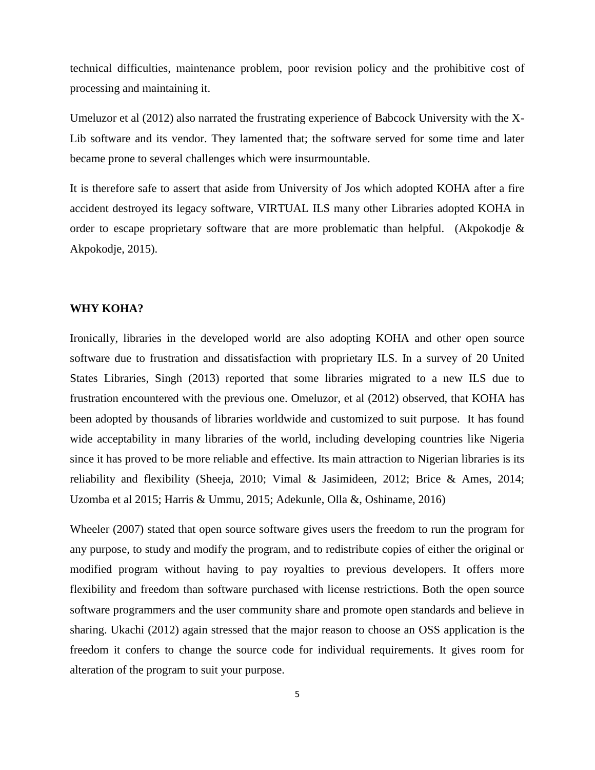technical difficulties, maintenance problem, poor revision policy and the prohibitive cost of processing and maintaining it.

Umeluzor et al (2012) also narrated the frustrating experience of Babcock University with the X-Lib software and its vendor. They lamented that; the software served for some time and later became prone to several challenges which were insurmountable.

It is therefore safe to assert that aside from University of Jos which adopted KOHA after a fire accident destroyed its legacy software, VIRTUAL ILS many other Libraries adopted KOHA in order to escape proprietary software that are more problematic than helpful. (Akpokodje & Akpokodje, 2015).

## WHY KOHA?

Ironically, libraries in the developed world are also adopting KOHA and other open source software due to frustration and dissatisfaction with proprietary ILS. In a survey of 20 United States Libraries, Singh (2013) reported that some libraries migrated to a new ILS due to frustration encountered with the previous one. Omeluzor, et al (2012) observed, that KOHA has been adopted by thousands of libraries worldwide and customized to suit purpose. It has found wide acceptability in many libraries of the world, including developing countries like Nigeria since it has proved to be more reliable and effective. Its main attraction to Nigerian libraries is its reliability and flexibility (Sheeja, 2010; Vimal & Jasimideen, 2012; Brice & Ames, 2014; Uzomba et al 2015; Harris & Ummu, 2015; Adekunle, Olla &, Oshiname, 2016)

Wheeler (2007) stated that open source software gives users the freedom to run the program for any purpose, to study and modify the program, and to redistribute copies of either the original or modified program without having to pay royalties to previous developers. It offers more flexibility and freedom than software purchased with license restrictions. Both the open source software programmers and the user community share and promote open standards and believe in sharing. Ukachi (2012) again stressed that the major reason to choose an OSS application is the freedom it confers to change the source code for individual requirements. It gives room for alteration of the program to suit your purpose.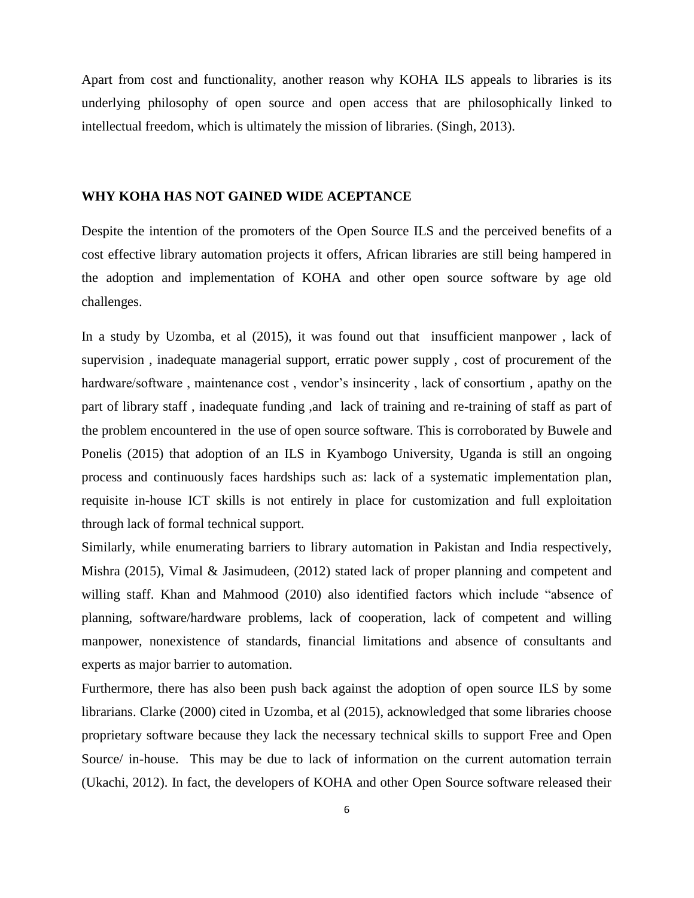Apart from cost and functionality, another reason why KOHA ILS appeals to libraries is its underlying philosophy of open source and open access that are philosophically linked to intellectual freedom, which is ultimately the mission of libraries. (Singh, 2013).

## WHY KOHA HAS NOT GAINED WIDE ACEPTANCE

Despite the intention of the promoters of the Open Source ILS and the perceived benefits of a cost effective library automation projects it offers, African libraries are still being hampered in the adoption and implementation of KOHA and other open source software by age old challenges.

In a study by Uzomba, et al (2015), it was found out that insufficient manpower , lack of supervision , inadequate managerial support, erratic power supply , cost of procurement of the hardware/software , maintenance cost , vendor's insincerity , lack of consortium , apathy on the part of library staff , inadequate funding ,and lack of training and re-training of staff as part of the problem encountered in the use of open source software. This is corroborated by Buwele and Ponelis (2015) that adoption of an ILS in Kyambogo University, Uganda is still an ongoing process and continuously faces hardships such as: lack of a systematic implementation plan, requisite in-house ICT skills is not entirely in place for customization and full exploitation through lack of formal technical support.

Similarly, while enumerating barriers to library automation in Pakistan and India respectively, Mishra (2015), Vimal & Jasimudeen, (2012) stated lack of proper planning and competent and willing staff. Khan and Mahmood (2010) also identified factors which include "absence of planning, software/hardware problems, lack of cooperation, lack of competent and willing manpower, nonexistence of standards, financial limitations and absence of consultants and experts as major barrier to automation.

Furthermore, there has also been push back against the adoption of open source ILS by some librarians. Clarke (2000) cited in Uzomba, et al (2015), acknowledged that some libraries choose proprietary software because they lack the necessary technical skills to support Free and Open Source/ in-house. This may be due to lack of information on the current automation terrain (Ukachi, 2012). In fact, the developers of KOHA and other Open Source software released their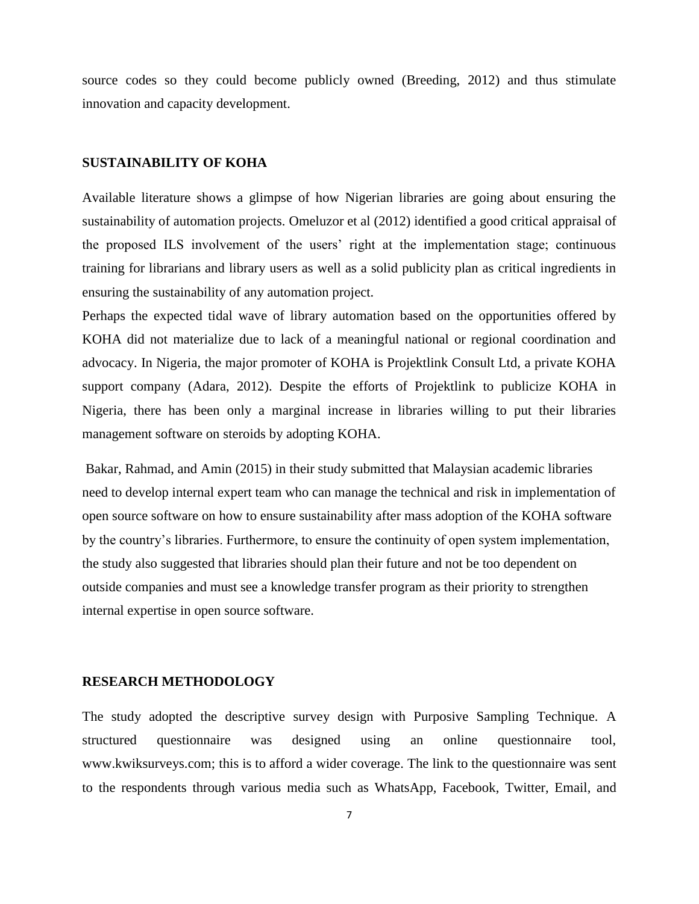source codes so they could become publicly owned (Breeding, 2012) and thus stimulate innovation and capacity development.

## SUSTAINABILITY OF KOHA

Available literature shows a glimpse of how Nigerian libraries are going about ensuring the sustainability of automation projects. Omeluzor et al (2012) identified a good critical appraisal of the proposed ILS involvement of the users' right at the implementation stage; continuous training for librarians and library users as well as a solid publicity plan as critical ingredients in ensuring the sustainability of any automation project.

Perhaps the expected tidal wave of library automation based on the opportunities offered by KOHA did not materialize due to lack of a meaningful national or regional coordination and advocacy. In Nigeria, the major promoter of KOHA is Projektlink Consult Ltd, a private KOHA support company (Adara, 2012). Despite the efforts of Projektlink to publicize KOHA in Nigeria, there has been only a marginal increase in libraries willing to put their libraries management software on steroids by adopting KOHA.

Bakar, Rahmad, and Amin (2015) in their study submitted that Malaysian academic libraries need to develop internal expert team who can manage the technical and risk in implementation of open source software on how to ensure sustainability after mass adoption of the KOHA software by the country's libraries. Furthermore, to ensure the continuity of open system implementation, the study also suggested that libraries should plan their future and not be too dependent on outside companies and must see a knowledge transfer program as their priority to strengthen internal expertise in open source software.

## RESEARCH METHODOLOGY

The study adopted the descriptive survey design with Purposive Sampling Technique. A structured questionnaire was designed using an online questionnaire tool, www.kwiksurveys.com; this is to afford a wider coverage. The link to the questionnaire was sent to the respondents through various media such as WhatsApp, Facebook, Twitter, Email, and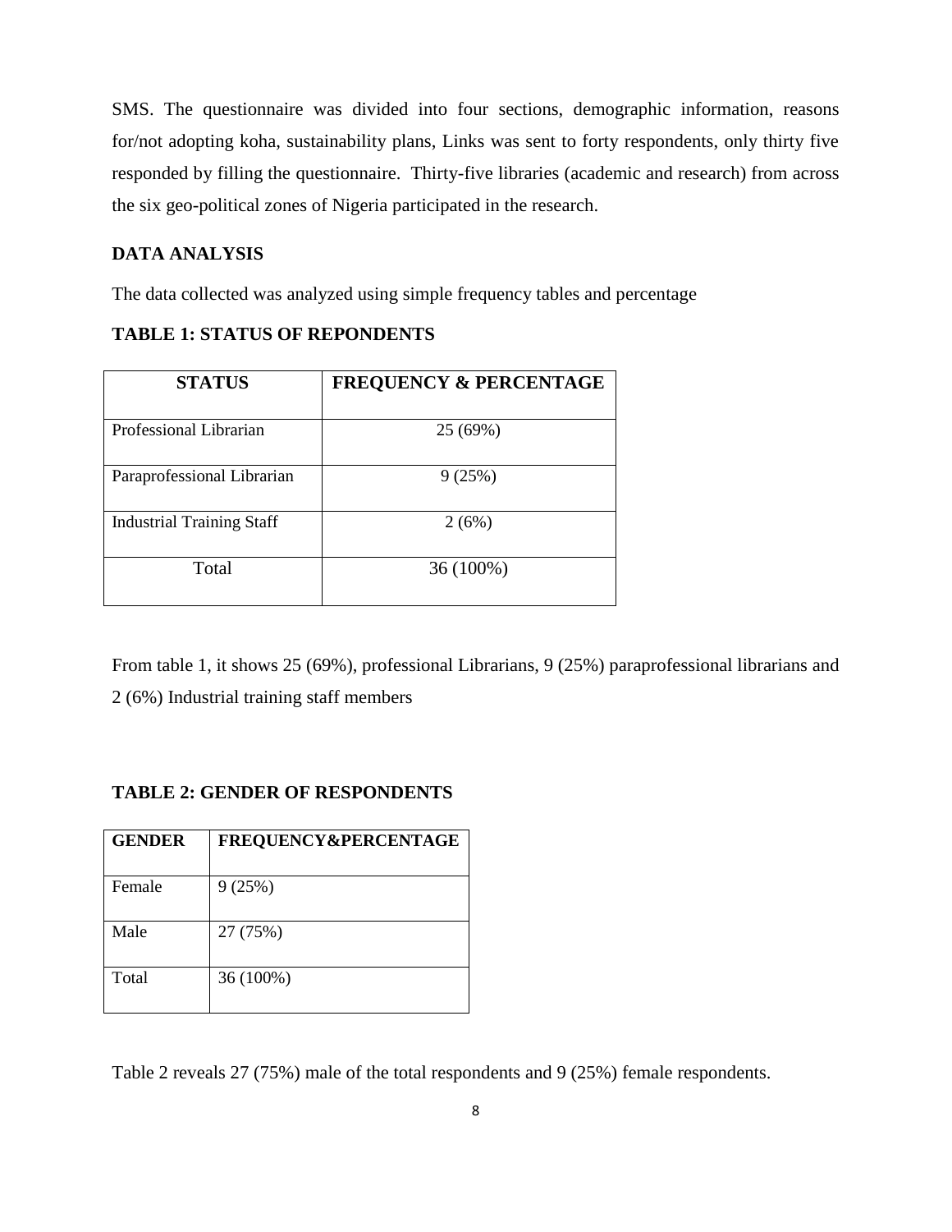SMS. The questionnaire was divided into four sections, demographic information, reasons for/not adopting koha, sustainability plans, Links was sent to forty respondents, only thirty five responded by filling the questionnaire. Thirty-five libraries (academic and research) from across the six geo-political zones of Nigeria participated in the research.

## DATA ANALYSIS

The data collected was analyzed using simple frequency tables and percentage

**TABLE 1: STATUS OF REPONDENTS**

| STATUS | FREQUENCY & PERCENTAGE |
|---|---|
| Professional Librarian | 25 (69%) |
| Paraprofessional Librarian | 9 (25%) |
| Industrial Training Staff | 2 (6%) |
| Total | 36 (100%) |

From table 1, it shows 25 (69%), professional Librarians, 9 (25%) paraprofessional librarians and 2 (6%) Industrial training staff members

**TABLE 2: GENDER OF RESPONDENTS**

| GENDER | FREQUENCY&PERCENTAGE |
|---|---|
| Female | 9 (25%) |
| Male | 27 (75%) |
| Total | 36 (100%) |

Table 2 reveals 27 (75%) male of the total respondents and 9 (25%) female respondents.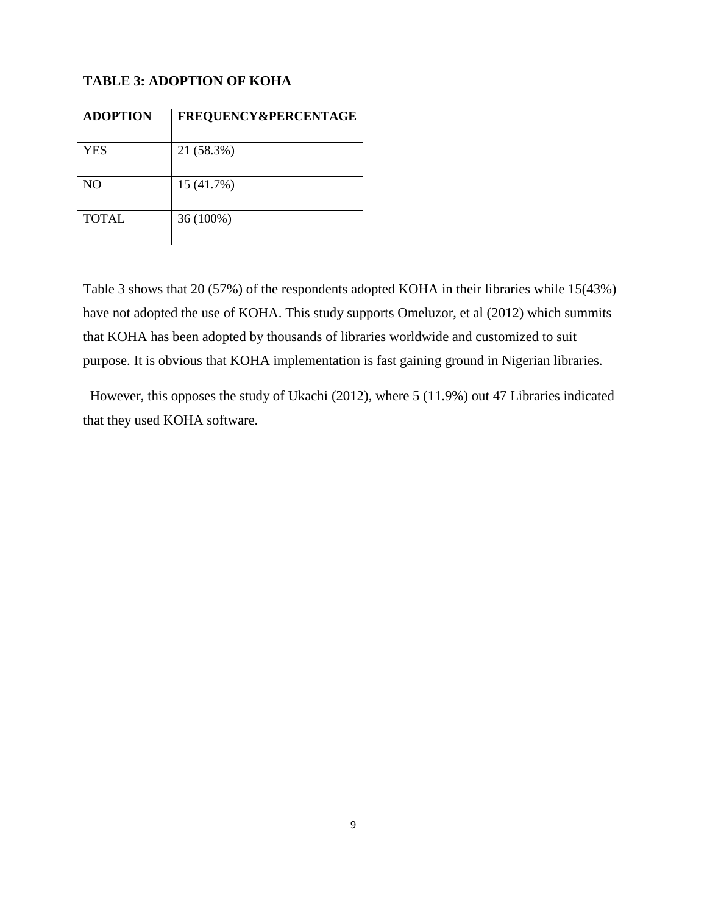**TABLE 3: ADOPTION OF KOHA**

| ADOPTION | FREQUENCY&PERCENTAGE |
|---|---|
| YES | 21 (58.3%) |
| NO | 15 (41.7%) |
| TOTAL | 36 (100%) |

Table 3 shows that 20 (57%) of the respondents adopted KOHA in their libraries while 15(43%) have not adopted the use of KOHA. This study supports Omeluzor, et al (2012) which summits that KOHA has been adopted by thousands of libraries worldwide and customized to suit purpose. It is obvious that KOHA implementation is fast gaining ground in Nigerian libraries.

However, this opposes the study of Ukachi (2012), where 5 (11.9%) out 47 Libraries indicated that they used KOHA software.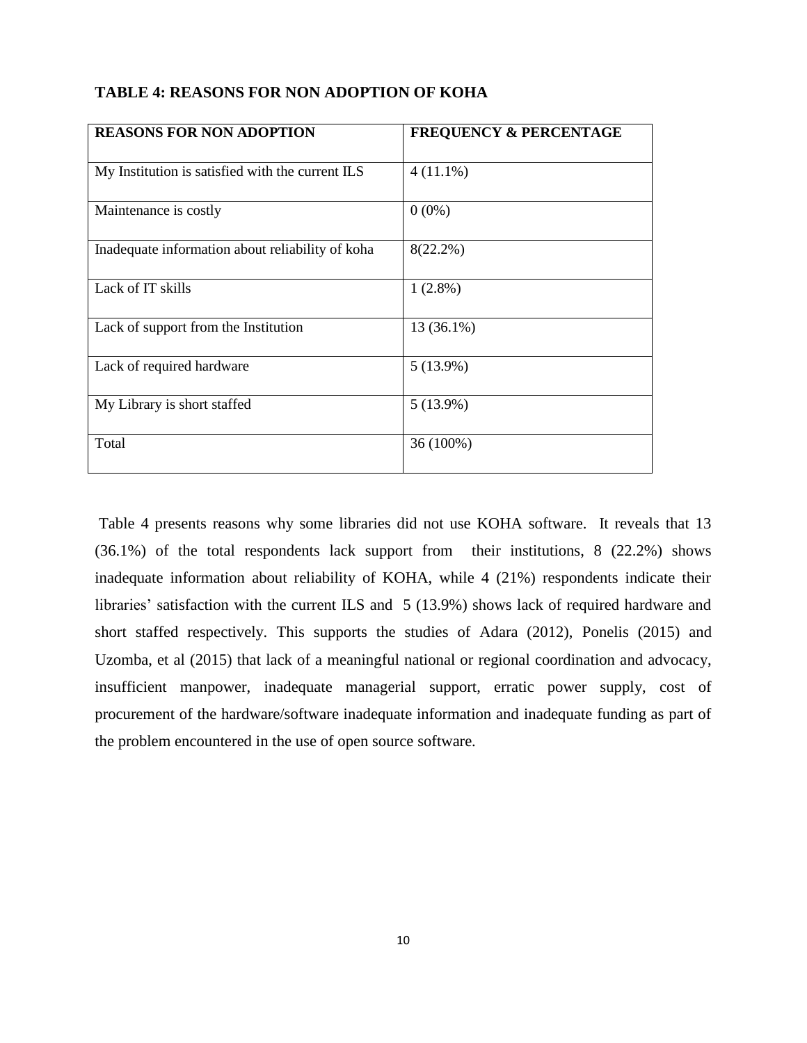**TABLE 4: REASONS FOR NON ADOPTION OF KOHA**

| REASONS FOR NON ADOPTION | FREQUENCY & PERCENTAGE |
| --- | --- |
| My Institution is satisfied with the current ILS | 4 (11.1%) |
| Maintenance is costly | 0 (0%) |
| Inadequate information about reliability of koha | 8(22.2%) |
| Lack of IT skills | 1 (2.8%) |
| Lack of support from the Institution | 13 (36.1%) |
| Lack of required hardware | 5 (13.9%) |
| My Library is short staffed | 5 (13.9%) |
| Total | 36 (100%) |

Table 4 presents reasons why some libraries did not use KOHA software. It reveals that 13 (36.1%) of the total respondents lack support from their institutions, 8 (22.2%) shows inadequate information about reliability of KOHA, while 4 (21%) respondents indicate their libraries' satisfaction with the current ILS and 5 (13.9%) shows lack of required hardware and short staffed respectively. This supports the studies of Adara (2012), Ponelis (2015) and Uzomba, et al (2015) that lack of a meaningful national or regional coordination and advocacy, insufficient manpower, inadequate managerial support, erratic power supply, cost of procurement of the hardware/software inadequate information and inadequate funding as part of the problem encountered in the use of open source software.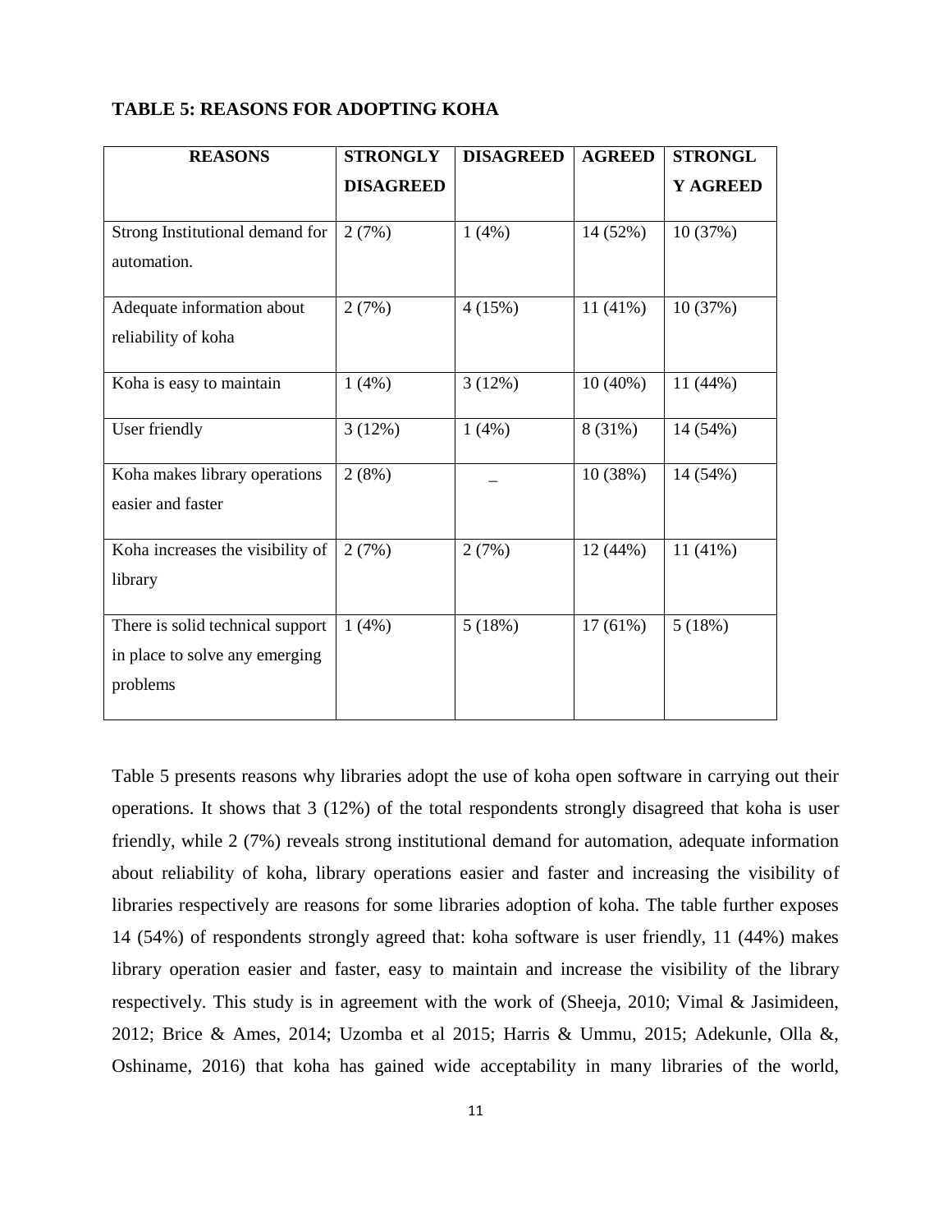**TABLE 5: REASONS FOR ADOPTING KOHA**

| REASONS | STRONGLY DISAGREED | DISAGREED | AGREED | STRONGLY AGREED |
|---|---|---|---|---|
| Strong Institutional demand for automation. | 2 (7%) | 1 (4%) | 14 (52%) | 10 (37%) |
| Adequate information about reliability of koha | 2 (7%) | 4 (15%) | 11 (41%) | 10 (37%) |
| Koha is easy to maintain | 1 (4%) | 3 (12%) | 10 (40%) | 11 (44%) |
| User friendly | 3 (12%) | 1 (4%) | 8 (31%) | 14 (54%) |
| Koha makes library operations easier and faster | 2 (8%) | _ | 10 (38%) | 14 (54%) |
| Koha increases the visibility of library | 2 (7%) | 2 (7%) | 12 (44%) | 11 (41%) |
| There is solid technical support in place to solve any emerging problems | 1 (4%) | 5 (18%) | 17 (61%) | 5 (18%) |

Table 5 presents reasons why libraries adopt the use of koha open software in carrying out their operations. It shows that 3 (12%) of the total respondents strongly disagreed that koha is user friendly, while 2 (7%) reveals strong institutional demand for automation, adequate information about reliability of koha, library operations easier and faster and increasing the visibility of libraries respectively are reasons for some libraries adoption of koha. The table further exposes 14 (54%) of respondents strongly agreed that: koha software is user friendly, 11 (44%) makes library operation easier and faster, easy to maintain and increase the visibility of the library respectively. This study is in agreement with the work of (Sheeja, 2010; Vimal & Jasimideen, 2012; Brice & Ames, 2014; Uzomba et al 2015; Harris & Ummu, 2015; Adekunle, Olla &, Oshiname, 2016) that koha has gained wide acceptability in many libraries of the world,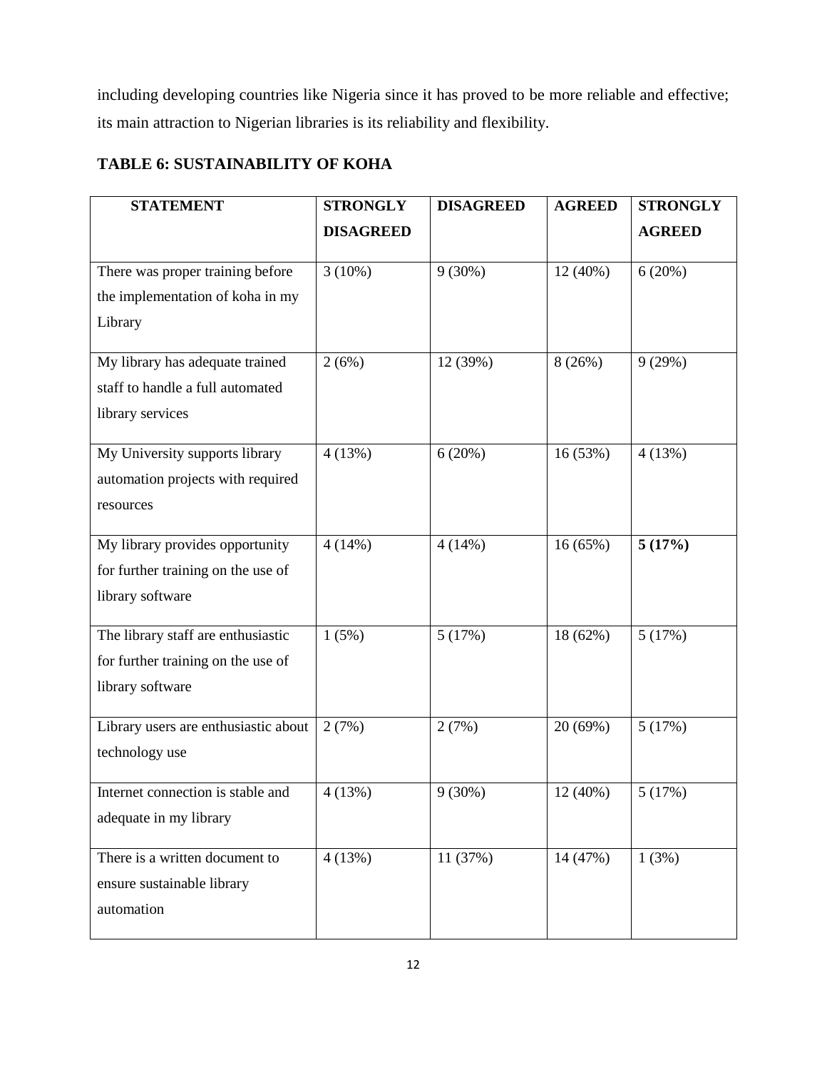including developing countries like Nigeria since it has proved to be more reliable and effective; its main attraction to Nigerian libraries is its reliability and flexibility.

**TABLE 6: SUSTAINABILITY OF KOHA**

| STATEMENT | STRONGLY DISAGREED | DISAGREED | AGREED | STRONGLY AGREED |
|---|---|---|---|---|
| There was proper training before the implementation of koha in my Library | 3 (10%) | 9 (30%) | 12 (40%) | 6 (20%) |
| My library has adequate trained staff to handle a full automated library services | 2 (6%) | 12 (39%) | 8 (26%) | 9 (29%) |
| My University supports library automation projects with required resources | 4 (13%) | 6 (20%) | 16 (53%) | 4 (13%) |
| My library provides opportunity for further training on the use of library software | 4 (14%) | 4 (14%) | 16 (65%) | **5 (17%)** |
| The library staff are enthusiastic for further training on the use of library software | 1 (5%) | 5 (17%) | 18 (62%) | 5 (17%) |
| Library users are enthusiastic about technology use | 2 (7%) | 2 (7%) | 20 (69%) | 5 (17%) |
| Internet connection is stable and adequate in my library | 4 (13%) | 9 (30%) | 12 (40%) | 5 (17%) |
| There is a written document to ensure sustainable library automation | 4 (13%) | 11 (37%) | 14 (47%) | 1 (3%) |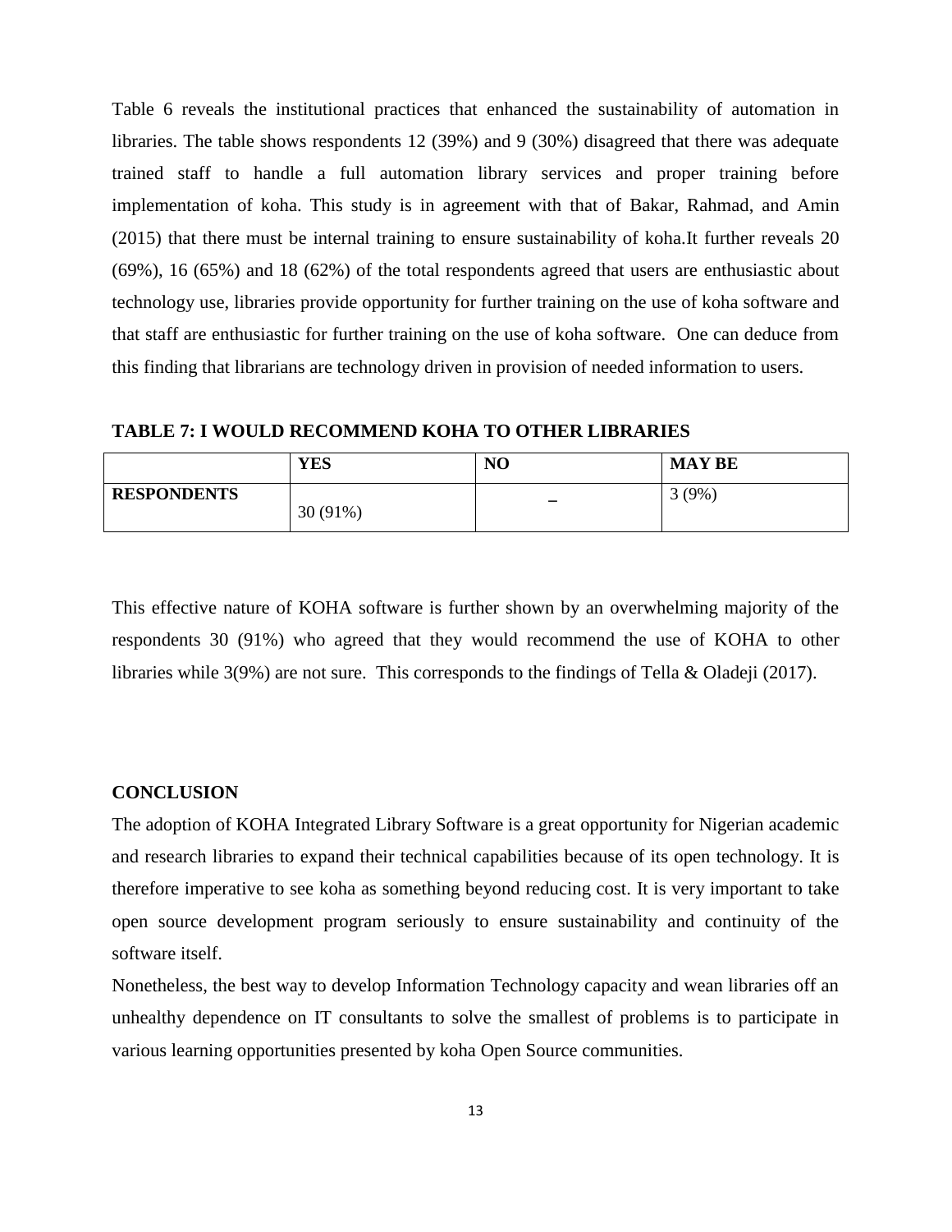Table 6 reveals the institutional practices that enhanced the sustainability of automation in libraries. The table shows respondents 12 (39%) and 9 (30%) disagreed that there was adequate trained staff to handle a full automation library services and proper training before implementation of koha. This study is in agreement with that of Bakar, Rahmad, and Amin (2015) that there must be internal training to ensure sustainability of koha.It further reveals 20 (69%), 16 (65%) and 18 (62%) of the total respondents agreed that users are enthusiastic about technology use, libraries provide opportunity for further training on the use of koha software and that staff are enthusiastic for further training on the use of koha software. One can deduce from this finding that librarians are technology driven in provision of needed information to users.

**TABLE 7: I WOULD RECOMMEND KOHA TO OTHER LIBRARIES**

| | **YES** | **NO** | **MAY BE** |
|---|---|---|---|
| **RESPONDENTS** | 30 (91%) | _ | 3 (9%) |

This effective nature of KOHA software is further shown by an overwhelming majority of the respondents 30 (91%) who agreed that they would recommend the use of KOHA to other libraries while 3(9%) are not sure. This corresponds to the findings of Tella & Oladeji (2017).

## CONCLUSION

The adoption of KOHA Integrated Library Software is a great opportunity for Nigerian academic and research libraries to expand their technical capabilities because of its open technology. It is therefore imperative to see koha as something beyond reducing cost. It is very important to take open source development program seriously to ensure sustainability and continuity of the software itself.

Nonetheless, the best way to develop Information Technology capacity and wean libraries off an unhealthy dependence on IT consultants to solve the smallest of problems is to participate in various learning opportunities presented by koha Open Source communities.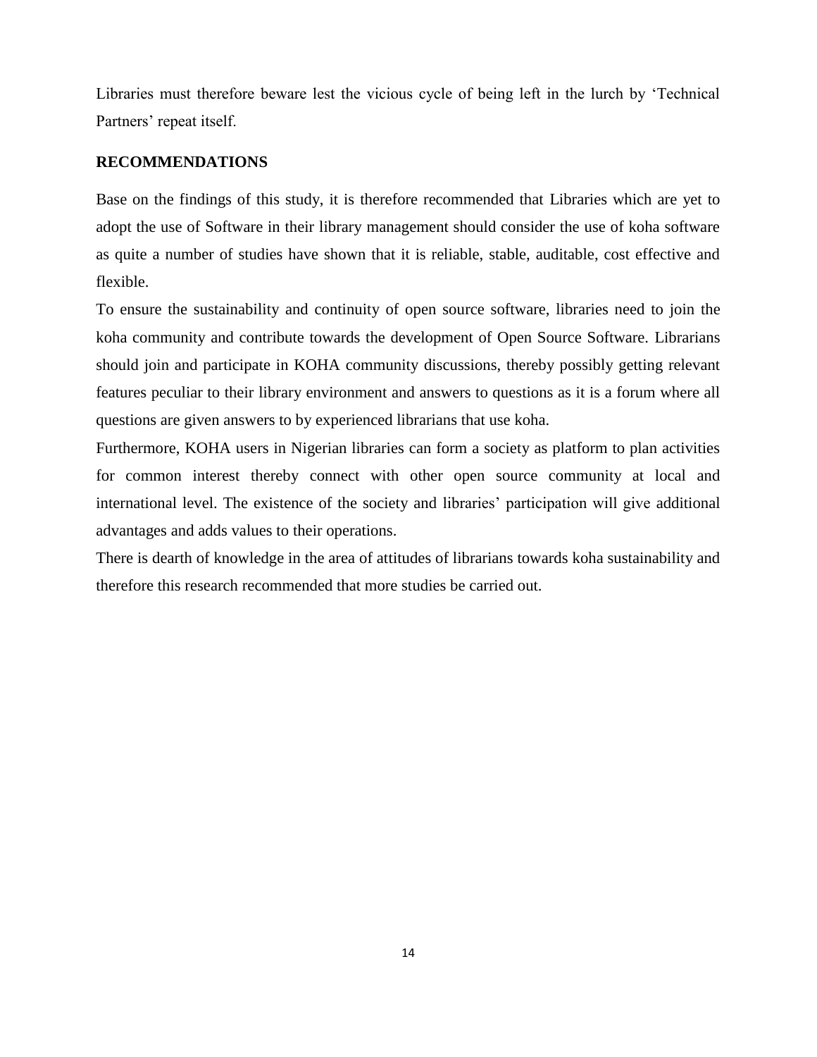Libraries must therefore beware lest the vicious cycle of being left in the lurch by 'Technical Partners' repeat itself.

## RECOMMENDATIONS

Base on the findings of this study, it is therefore recommended that Libraries which are yet to adopt the use of Software in their library management should consider the use of koha software as quite a number of studies have shown that it is reliable, stable, auditable, cost effective and flexible.

To ensure the sustainability and continuity of open source software, libraries need to join the koha community and contribute towards the development of Open Source Software. Librarians should join and participate in KOHA community discussions, thereby possibly getting relevant features peculiar to their library environment and answers to questions as it is a forum where all questions are given answers to by experienced librarians that use koha.

Furthermore, KOHA users in Nigerian libraries can form a society as platform to plan activities for common interest thereby connect with other open source community at local and international level. The existence of the society and libraries' participation will give additional advantages and adds values to their operations.

There is dearth of knowledge in the area of attitudes of librarians towards koha sustainability and therefore this research recommended that more studies be carried out.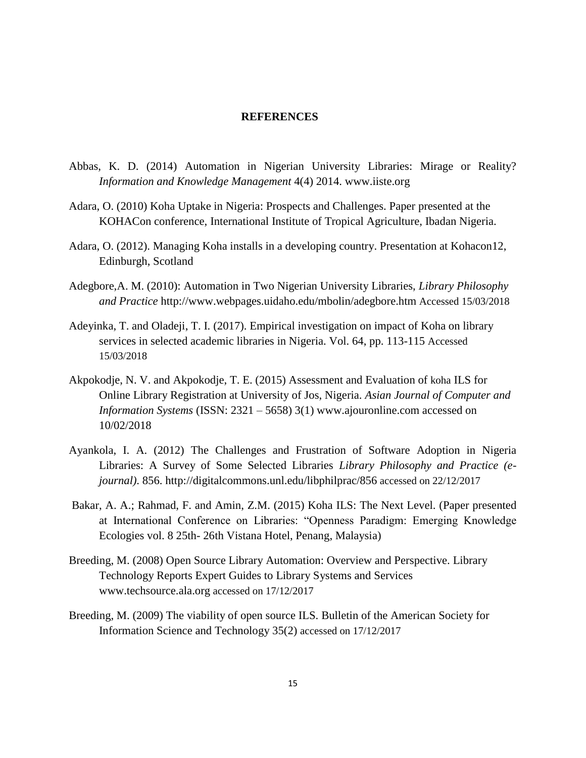## REFERENCES

Abbas, K. D. (2014) Automation in Nigerian University Libraries: Mirage or Reality? *Information and Knowledge Management* 4(4) 2014. www.iiste.org

Adara, O. (2010) Koha Uptake in Nigeria: Prospects and Challenges. Paper presented at the KOHACon conference, International Institute of Tropical Agriculture, Ibadan Nigeria.

Adara, O. (2012). Managing Koha installs in a developing country. Presentation at Kohacon12, Edinburgh, Scotland

Adegbore,A. M. (2010): Automation in Two Nigerian University Libraries, *Library Philosophy and Practice* http://www.webpages.uidaho.edu/mbolin/adegbore.htm Accessed 15/03/2018

Adeyinka, T. and Oladeji, T. I. (2017). Empirical investigation on impact of Koha on library services in selected academic libraries in Nigeria. Vol. 64, pp. 113-115 Accessed 15/03/2018

Akpokodje, N. V. and Akpokodje, T. E. (2015) Assessment and Evaluation of koha ILS for Online Library Registration at University of Jos, Nigeria. *Asian Journal of Computer and Information Systems* (ISSN: 2321 – 5658) 3(1) www.ajouronline.com accessed on 10/02/2018

Ayankola, I. A. (2012) The Challenges and Frustration of Software Adoption in Nigeria Libraries: A Survey of Some Selected Libraries *Library Philosophy and Practice (e-journal)*. 856. http://digitalcommons.unl.edu/libphilprac/856 accessed on 22/12/2017

Bakar, A. A.; Rahmad, F. and Amin, Z.M. (2015) Koha ILS: The Next Level. (Paper presented at International Conference on Libraries: "Openness Paradigm: Emerging Knowledge Ecologies vol. 8 25th- 26th Vistana Hotel, Penang, Malaysia)

Breeding, M. (2008) Open Source Library Automation: Overview and Perspective. Library Technology Reports Expert Guides to Library Systems and Services www.techsource.ala.org accessed on 17/12/2017

Breeding, M. (2009) The viability of open source ILS. Bulletin of the American Society for Information Science and Technology 35(2) accessed on 17/12/2017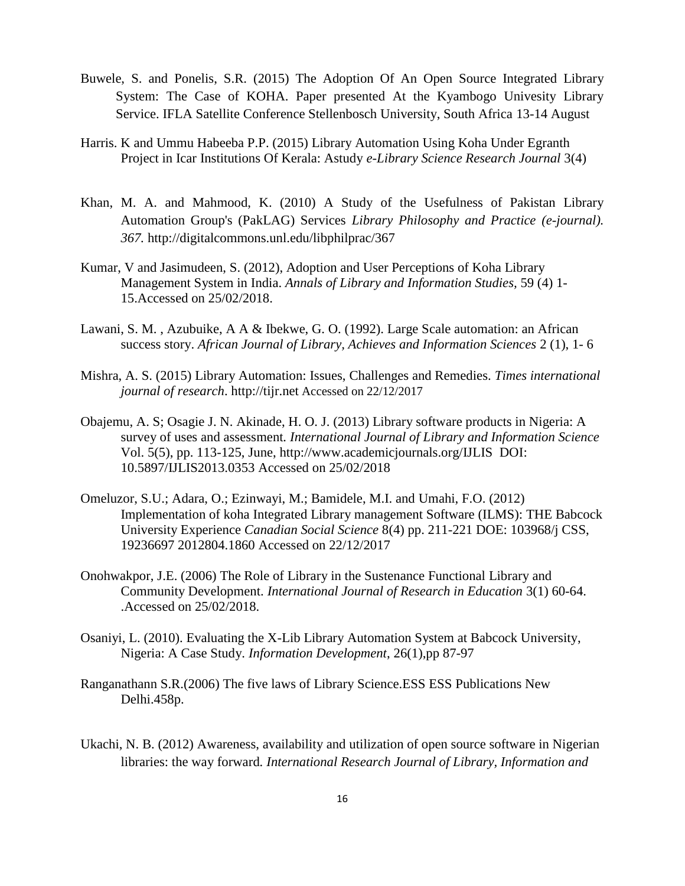Buwele, S. and Ponelis, S.R. (2015) The Adoption Of An Open Source Integrated Library System: The Case of KOHA. Paper presented At the Kyambogo Univesity Library Service. IFLA Satellite Conference Stellenbosch University, South Africa 13-14 August

Harris. K and Ummu Habeeba P.P. (2015) Library Automation Using Koha Under Egranth Project in Icar Institutions Of Kerala: Astudy *e-Library Science Research Journal* 3(4)

Khan, M. A. and Mahmood, K. (2010) A Study of the Usefulness of Pakistan Library Automation Group's (PakLAG) Services *Library Philosophy and Practice (e-journal). 367.* http://digitalcommons.unl.edu/libphilprac/367

Kumar, V and Jasimudeen, S. (2012), Adoption and User Perceptions of Koha Library Management System in India. *Annals of Library and Information Studies,* 59 (4) 1-15.Accessed on 25/02/2018.

Lawani, S. M. , Azubuike, A A & Ibekwe, G. O. (1992). Large Scale automation: an African success story. *African Journal of Library, Achieves and Information Sciences* 2 (1), 1- 6

Mishra, A. S. (2015) Library Automation: Issues, Challenges and Remedies. *Times international journal of research*. http://tijr.net Accessed on 22/12/2017

Obajemu, A. S; Osagie J. N. Akinade, H. O. J. (2013) Library software products in Nigeria: A survey of uses and assessment*. International Journal of Library and Information Science* Vol. 5(5), pp. 113-125, June, http://www.academicjournals.org/IJLIS DOI: 10.5897/IJLIS2013.0353 Accessed on 25/02/2018

Omeluzor, S.U.; Adara, O.; Ezinwayi, M.; Bamidele, M.I. and Umahi, F.O. (2012) Implementation of koha Integrated Library management Software (ILMS): THE Babcock University Experience *Canadian Social Science* 8(4) pp. 211-221 DOE: 103968/j CSS, 19236697 2012804.1860 Accessed on 22/12/2017

Onohwakpor, J.E. (2006) The Role of Library in the Sustenance Functional Library and Community Development. *International Journal of Research in Education* 3(1) 60-64. .Accessed on 25/02/2018.

Osaniyi, L. (2010). Evaluating the X-Lib Library Automation System at Babcock University, Nigeria: A Case Study*. Information Development*, 26(1),pp 87-97

Ranganathann S.R.(2006) The five laws of Library Science.ESS ESS Publications New Delhi.458p.

Ukachi, N. B. (2012) Awareness, availability and utilization of open source software in Nigerian libraries: the way forward*. International Research Journal of Library, Information and*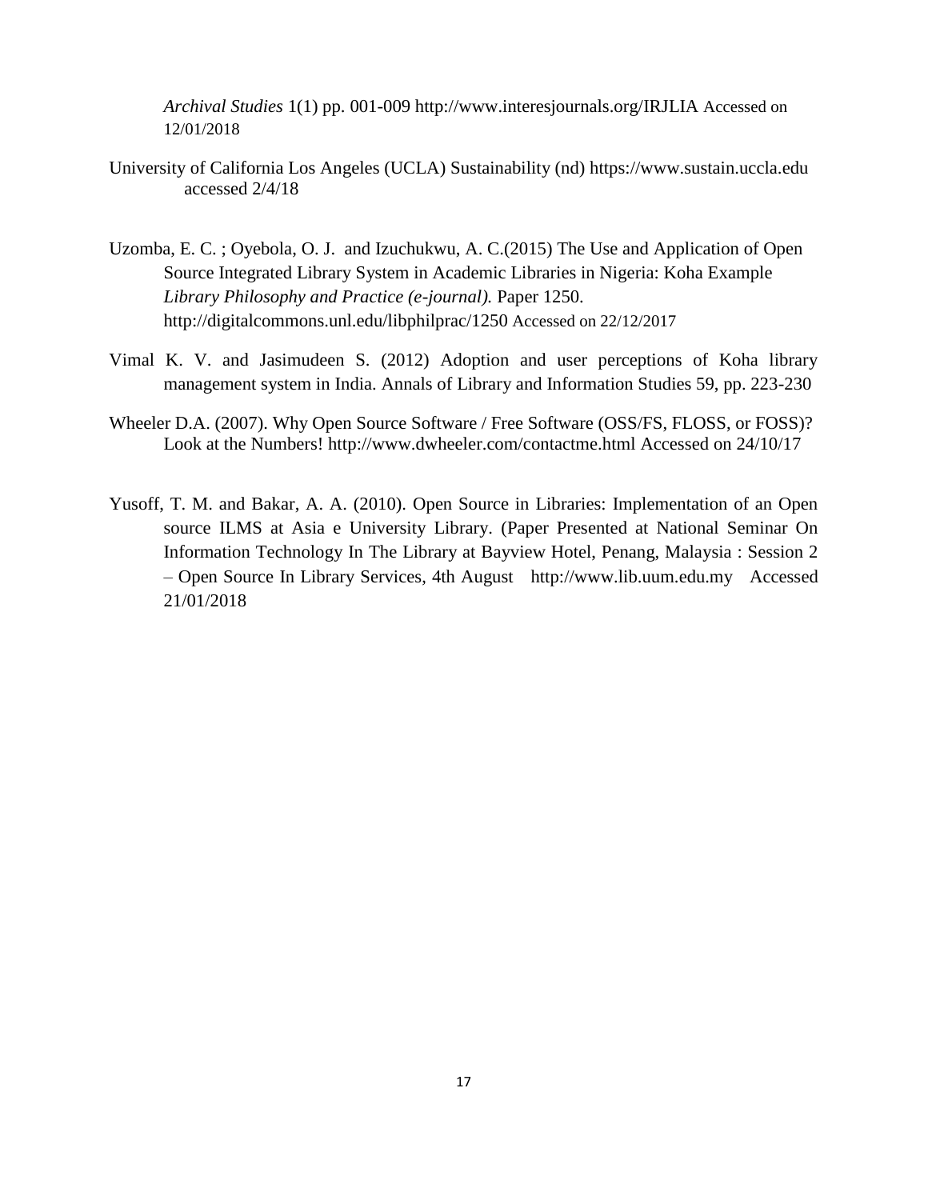*Archival Studies* 1(1) pp. 001-009 http://www.interesjournals.org/IRJLIA Accessed on 12/01/2018

University of California Los Angeles (UCLA) Sustainability (nd) https://www.sustain.uccla.edu accessed 2/4/18

Uzomba, E. C. ; Oyebola, O. J. and Izuchukwu, A. C.(2015) The Use and Application of Open Source Integrated Library System in Academic Libraries in Nigeria: Koha Example *Library Philosophy and Practice (e-journal).* Paper 1250. http://digitalcommons.unl.edu/libphilprac/1250 Accessed on 22/12/2017

Vimal K. V. and Jasimudeen S. (2012) Adoption and user perceptions of Koha library management system in India. Annals of Library and Information Studies 59, pp. 223-230

Wheeler D.A. (2007). Why Open Source Software / Free Software (OSS/FS, FLOSS, or FOSS)? Look at the Numbers! http://www.dwheeler.com/contactme.html Accessed on 24/10/17

Yusoff, T. M. and Bakar, A. A. (2010). Open Source in Libraries: Implementation of an Open source ILMS at Asia e University Library. (Paper Presented at National Seminar On Information Technology In The Library at Bayview Hotel, Penang, Malaysia : Session 2 – Open Source In Library Services, 4th August http://www.lib.uum.edu.my Accessed 21/01/2018